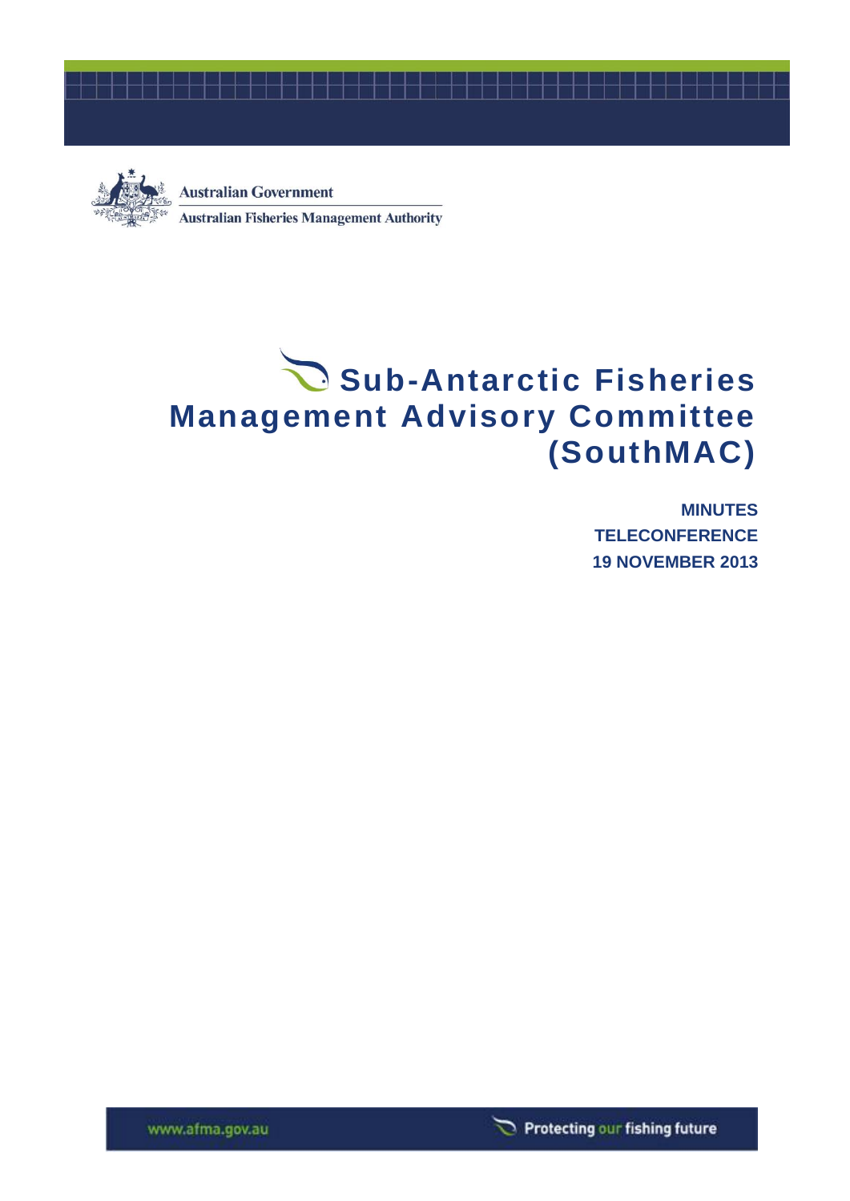Australian Government

Australian Fisheries Management Authority

# Sub-Antarctic Fisheries Management Advisory Committee (SouthMAC)

**MINUTES**

**TELECONFERENCE**

**19 NOVEMBER 2013**

www.afma.gov.au

Protecting our fishing future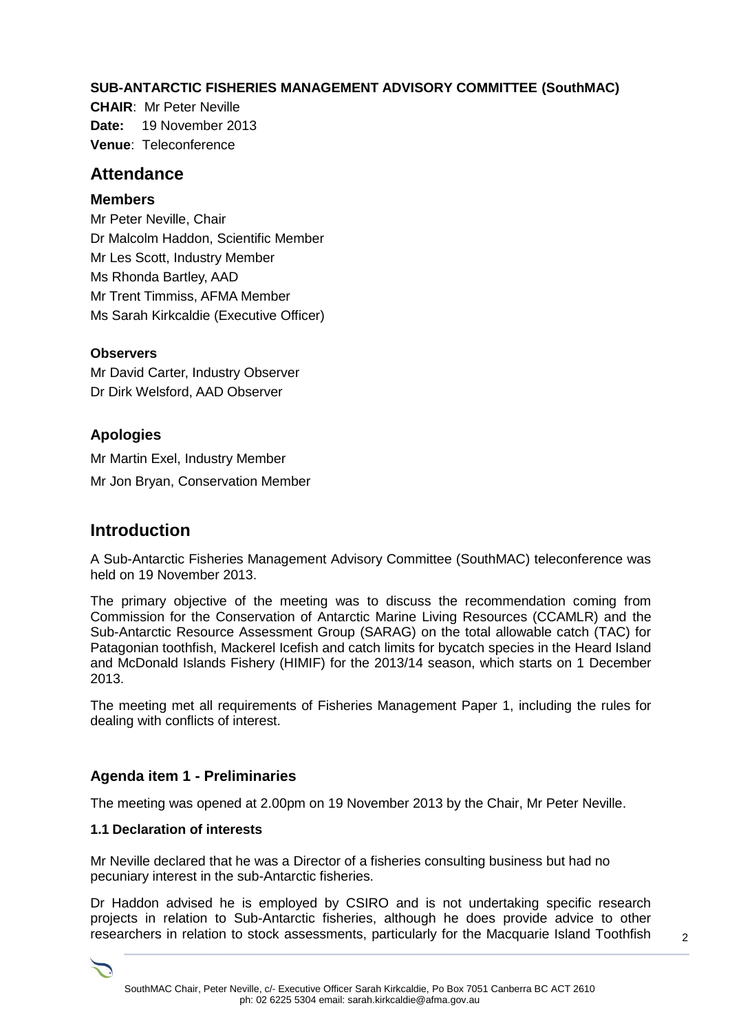**SUB-ANTARCTIC FISHERIES MANAGEMENT ADVISORY COMMITTEE (SouthMAC)**

**CHAIR**: Mr Peter Neville
**Date:** 19 November 2013
**Venue**: Teleconference

## Attendance

### Members

Mr Peter Neville, Chair
Dr Malcolm Haddon, Scientific Member
Mr Les Scott, Industry Member
Ms Rhonda Bartley, AAD
Mr Trent Timmiss, AFMA Member
Ms Sarah Kirkcaldie (Executive Officer)

**Observers**

Mr David Carter, Industry Observer
Dr Dirk Welsford, AAD Observer

### Apologies

Mr Martin Exel, Industry Member

Mr Jon Bryan, Conservation Member

## Introduction

A Sub-Antarctic Fisheries Management Advisory Committee (SouthMAC) teleconference was held on 19 November 2013.

The primary objective of the meeting was to discuss the recommendation coming from Commission for the Conservation of Antarctic Marine Living Resources (CCAMLR) and the Sub-Antarctic Resource Assessment Group (SARAG) on the total allowable catch (TAC) for Patagonian toothfish, Mackerel Icefish and catch limits for bycatch species in the Heard Island and McDonald Islands Fishery (HIMIF) for the 2013/14 season, which starts on 1 December 2013.

The meeting met all requirements of Fisheries Management Paper 1, including the rules for dealing with conflicts of interest.

### Agenda item 1 - Preliminaries

The meeting was opened at 2.00pm on 19 November 2013 by the Chair, Mr Peter Neville.

**1.1 Declaration of interests**

Mr Neville declared that he was a Director of a fisheries consulting business but had no pecuniary interest in the sub-Antarctic fisheries.

Dr Haddon advised he is employed by CSIRO and is not undertaking specific research projects in relation to Sub-Antarctic fisheries, although he does provide advice to other researchers in relation to stock assessments, particularly for the Macquarie Island Toothfish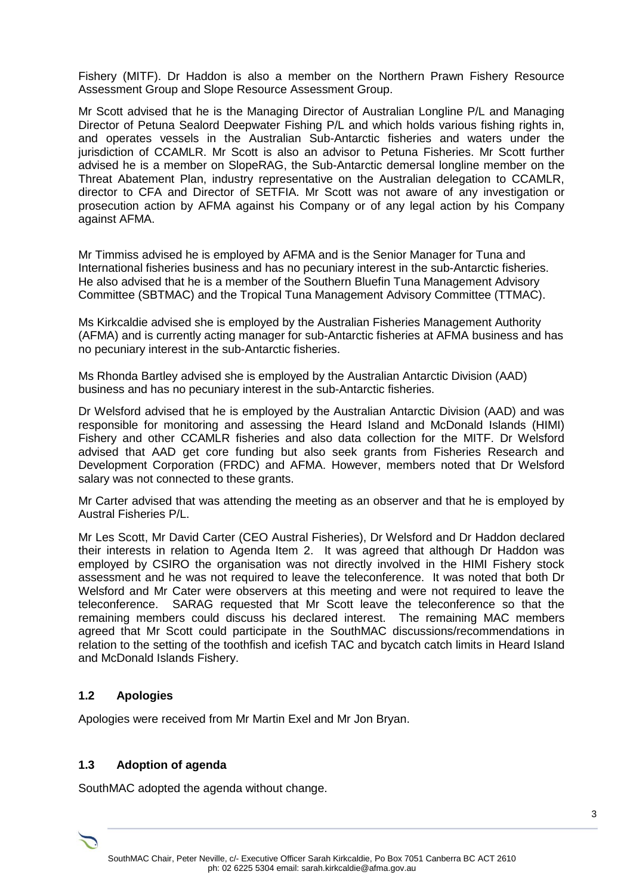Fishery (MITF). Dr Haddon is also a member on the Northern Prawn Fishery Resource Assessment Group and Slope Resource Assessment Group.

Mr Scott advised that he is the Managing Director of Australian Longline P/L and Managing Director of Petuna Sealord Deepwater Fishing P/L and which holds various fishing rights in, and operates vessels in the Australian Sub-Antarctic fisheries and waters under the jurisdiction of CCAMLR. Mr Scott is also an advisor to Petuna Fisheries. Mr Scott further advised he is a member on SlopeRAG, the Sub-Antarctic demersal longline member on the Threat Abatement Plan, industry representative on the Australian delegation to CCAMLR, director to CFA and Director of SETFIA. Mr Scott was not aware of any investigation or prosecution action by AFMA against his Company or of any legal action by his Company against AFMA.

Mr Timmiss advised he is employed by AFMA and is the Senior Manager for Tuna and International fisheries business and has no pecuniary interest in the sub-Antarctic fisheries. He also advised that he is a member of the Southern Bluefin Tuna Management Advisory Committee (SBTMAC) and the Tropical Tuna Management Advisory Committee (TTMAC).

Ms Kirkcaldie advised she is employed by the Australian Fisheries Management Authority (AFMA) and is currently acting manager for sub-Antarctic fisheries at AFMA business and has no pecuniary interest in the sub-Antarctic fisheries.

Ms Rhonda Bartley advised she is employed by the Australian Antarctic Division (AAD) business and has no pecuniary interest in the sub-Antarctic fisheries.

Dr Welsford advised that he is employed by the Australian Antarctic Division (AAD) and was responsible for monitoring and assessing the Heard Island and McDonald Islands (HIMI) Fishery and other CCAMLR fisheries and also data collection for the MITF. Dr Welsford advised that AAD get core funding but also seek grants from Fisheries Research and Development Corporation (FRDC) and AFMA. However, members noted that Dr Welsford salary was not connected to these grants.

Mr Carter advised that was attending the meeting as an observer and that he is employed by Austral Fisheries P/L.

Mr Les Scott, Mr David Carter (CEO Austral Fisheries), Dr Welsford and Dr Haddon declared their interests in relation to Agenda Item 2. It was agreed that although Dr Haddon was employed by CSIRO the organisation was not directly involved in the HIMI Fishery stock assessment and he was not required to leave the teleconference. It was noted that both Dr Welsford and Mr Cater were observers at this meeting and were not required to leave the teleconference. SARAG requested that Mr Scott leave the teleconference so that the remaining members could discuss his declared interest. The remaining MAC members agreed that Mr Scott could participate in the SouthMAC discussions/recommendations in relation to the setting of the toothfish and icefish TAC and bycatch catch limits in Heard Island and McDonald Islands Fishery.

### 1.2 Apologies

Apologies were received from Mr Martin Exel and Mr Jon Bryan.

### 1.3 Adoption of agenda

SouthMAC adopted the agenda without change.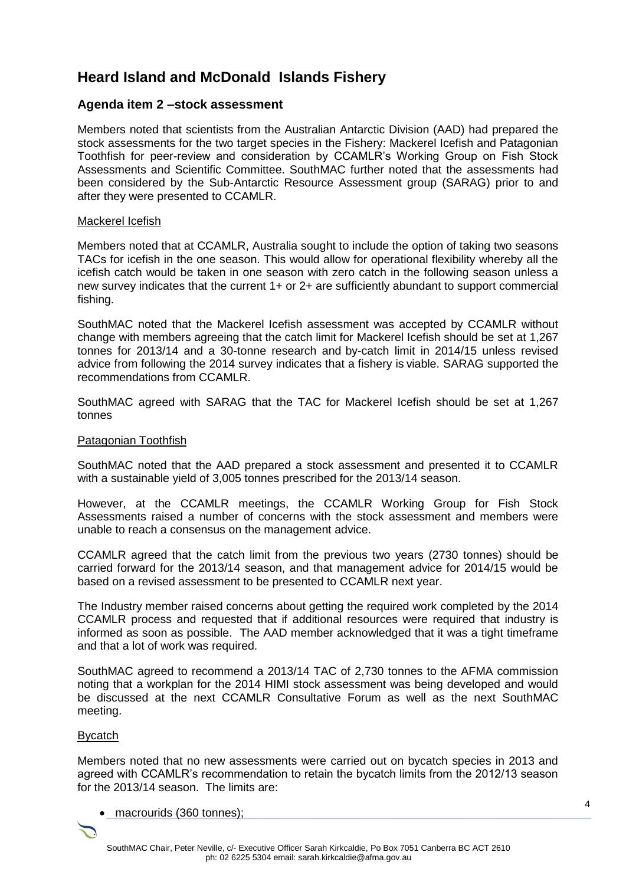# Heard Island and McDonald Islands Fishery

## Agenda item 2 –stock assessment

Members noted that scientists from the Australian Antarctic Division (AAD) had prepared the stock assessments for the two target species in the Fishery: Mackerel Icefish and Patagonian Toothfish for peer-review and consideration by CCAMLR's Working Group on Fish Stock Assessments and Scientific Committee. SouthMAC further noted that the assessments had been considered by the Sub-Antarctic Resource Assessment group (SARAG) prior to and after they were presented to CCAMLR.

### Mackerel Icefish

Members noted that at CCAMLR, Australia sought to include the option of taking two seasons TACs for icefish in the one season. This would allow for operational flexibility whereby all the icefish catch would be taken in one season with zero catch in the following season unless a new survey indicates that the current 1+ or 2+ are sufficiently abundant to support commercial fishing.

SouthMAC noted that the Mackerel Icefish assessment was accepted by CCAMLR without change with members agreeing that the catch limit for Mackerel Icefish should be set at 1,267 tonnes for 2013/14 and a 30-tonne research and by-catch limit in 2014/15 unless revised advice from following the 2014 survey indicates that a fishery is viable. SARAG supported the recommendations from CCAMLR.

SouthMAC agreed with SARAG that the TAC for Mackerel Icefish should be set at 1,267 tonnes

### Patagonian Toothfish

SouthMAC noted that the AAD prepared a stock assessment and presented it to CCAMLR with a sustainable yield of 3,005 tonnes prescribed for the 2013/14 season.

However, at the CCAMLR meetings, the CCAMLR Working Group for Fish Stock Assessments raised a number of concerns with the stock assessment and members were unable to reach a consensus on the management advice.

CCAMLR agreed that the catch limit from the previous two years (2730 tonnes) should be carried forward for the 2013/14 season, and that management advice for 2014/15 would be based on a revised assessment to be presented to CCAMLR next year.

The Industry member raised concerns about getting the required work completed by the 2014 CCAMLR process and requested that if additional resources were required that industry is informed as soon as possible. The AAD member acknowledged that it was a tight timeframe and that a lot of work was required.

SouthMAC agreed to recommend a 2013/14 TAC of 2,730 tonnes to the AFMA commission noting that a workplan for the 2014 HIMI stock assessment was being developed and would be discussed at the next CCAMLR Consultative Forum as well as the next SouthMAC meeting.

### Bycatch

Members noted that no new assessments were carried out on bycatch species in 2013 and agreed with CCAMLR's recommendation to retain the bycatch limits from the 2012/13 season for the 2013/14 season. The limits are:

- macrourids (360 tonnes);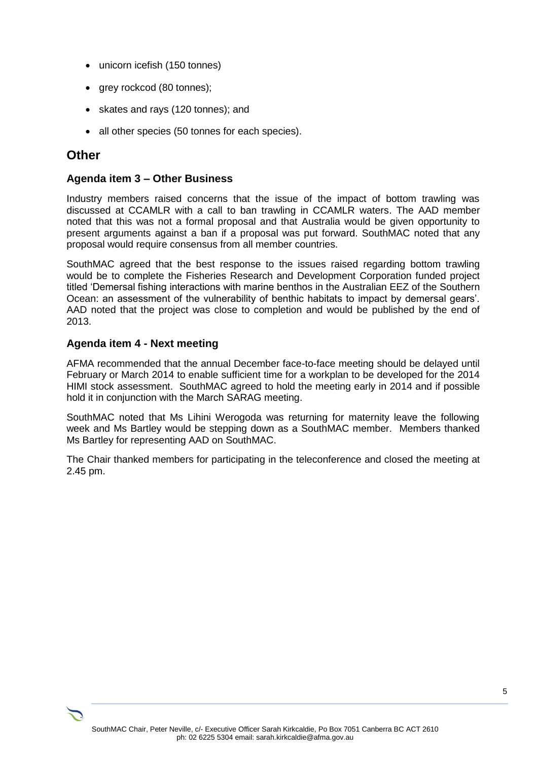- unicorn icefish (150 tonnes)
- grey rockcod (80 tonnes);
- skates and rays (120 tonnes); and
- all other species (50 tonnes for each species).

## Other

### Agenda item 3 – Other Business

Industry members raised concerns that the issue of the impact of bottom trawling was discussed at CCAMLR with a call to ban trawling in CCAMLR waters. The AAD member noted that this was not a formal proposal and that Australia would be given opportunity to present arguments against a ban if a proposal was put forward. SouthMAC noted that any proposal would require consensus from all member countries.

SouthMAC agreed that the best response to the issues raised regarding bottom trawling would be to complete the Fisheries Research and Development Corporation funded project titled 'Demersal fishing interactions with marine benthos in the Australian EEZ of the Southern Ocean: an assessment of the vulnerability of benthic habitats to impact by demersal gears'. AAD noted that the project was close to completion and would be published by the end of 2013.

### Agenda item 4 - Next meeting

AFMA recommended that the annual December face-to-face meeting should be delayed until February or March 2014 to enable sufficient time for a workplan to be developed for the 2014 HIMI stock assessment. SouthMAC agreed to hold the meeting early in 2014 and if possible hold it in conjunction with the March SARAG meeting.

SouthMAC noted that Ms Lihini Werogoda was returning for maternity leave the following week and Ms Bartley would be stepping down as a SouthMAC member. Members thanked Ms Bartley for representing AAD on SouthMAC.

The Chair thanked members for participating in the teleconference and closed the meeting at 2.45 pm.